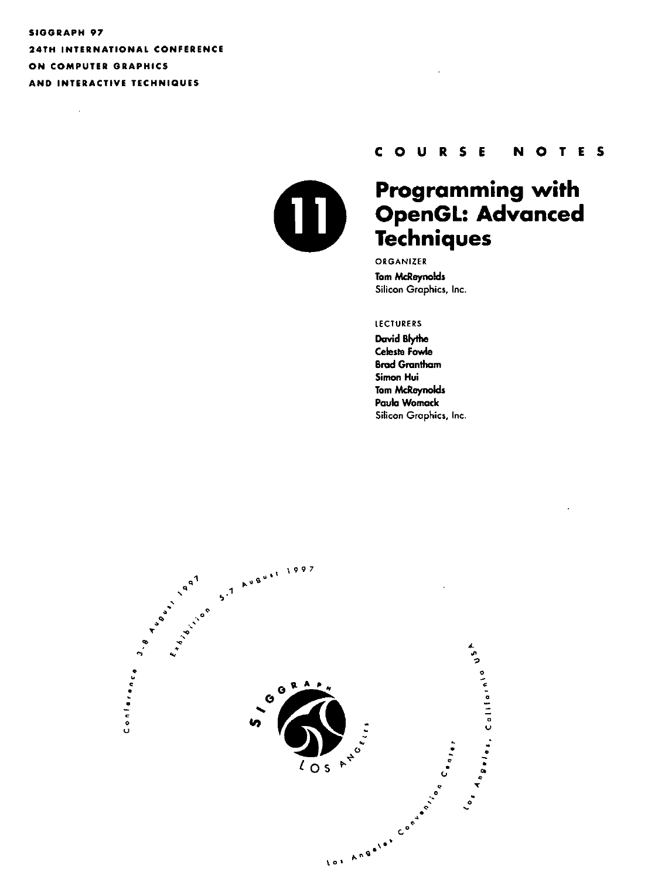**SIGGRAPH 97**
**24TH INTERNATIONAL CONFERENCE**
**ON COMPUTER GRAPHICS**
**AND INTERACTIVE TECHNIQUES**

COURSE NOTES

# 11 Programming with OpenGL: Advanced Techniques

ORGANIZER

**Tom McReynolds**
Silicon Graphics, Inc.

LECTURERS

**David Blythe**
**Celeste Fowler**
**Brad Grantham**
**Simon Hui**
**Tom McReynolds**
**Paula Womack**
Silicon Graphics, Inc.

Conference 3-8 August 1997
Exhibition 5-7 August 1997

SIGGRAPH LOS ANGELES

Los Angeles Convention Center
Los Angeles, California USA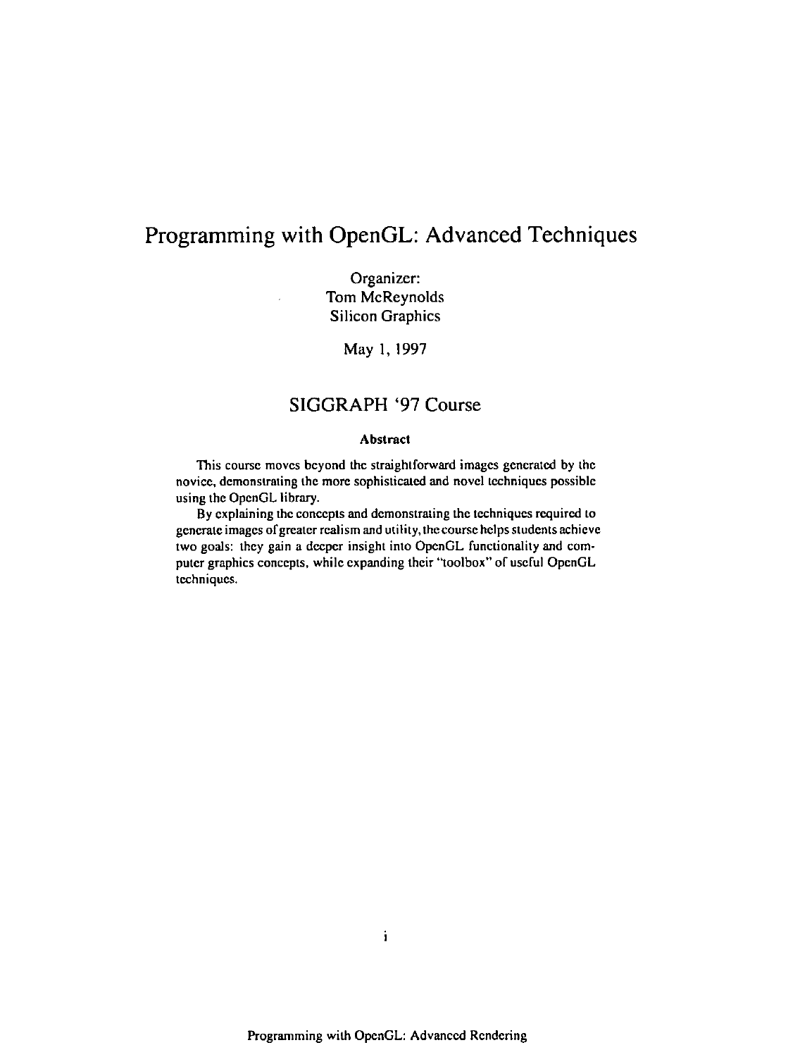# Programming with OpenGL: Advanced Techniques

Organizer:
Tom McReynolds
Silicon Graphics

May 1, 1997

## SIGGRAPH '97 Course

**Abstract**

This course moves beyond the straightforward images generated by the novice, demonstrating the more sophisticated and novel techniques possible using the OpenGL library.

By explaining the concepts and demonstrating the techniques required to generate images of greater realism and utility, the course helps students achieve two goals: they gain a deeper insight into OpenGL functionality and computer graphics concepts, while expanding their "toolbox" of useful OpenGL techniques.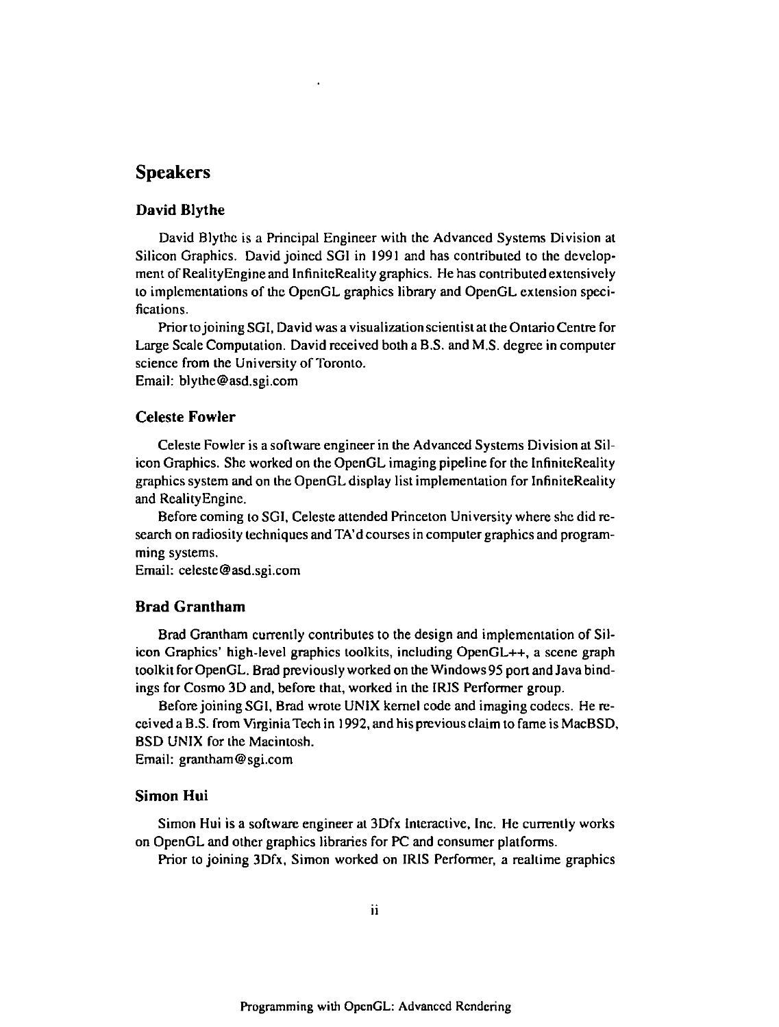## Speakers

### David Blythe

David Blythe is a Principal Engineer with the Advanced Systems Division at Silicon Graphics. David joined SGI in 1991 and has contributed to the development of RealityEngine and InfiniteReality graphics. He has contributed extensively to implementations of the OpenGL graphics library and OpenGL extension specifications.

Prior to joining SGI, David was a visualization scientist at the Ontario Centre for Large Scale Computation. David received both a B.S. and M.S. degree in computer science from the University of Toronto.
Email: blythe@asd.sgi.com

### Celeste Fowler

Celeste Fowler is a software engineer in the Advanced Systems Division at Silicon Graphics. She worked on the OpenGL imaging pipeline for the InfiniteReality graphics system and on the OpenGL display list implementation for InfiniteReality and RealityEngine.

Before coming to SGI, Celeste attended Princeton University where she did research on radiosity techniques and TA'd courses in computer graphics and programming systems.
Email: celeste@asd.sgi.com

### Brad Grantham

Brad Grantham currently contributes to the design and implementation of Silicon Graphics' high-level graphics toolkits, including OpenGL++, a scene graph toolkit for OpenGL. Brad previously worked on the Windows 95 port and Java bindings for Cosmo 3D and, before that, worked in the IRIS Performer group.

Before joining SGI, Brad wrote UNIX kernel code and imaging codecs. He received a B.S. from Virginia Tech in 1992, and his previous claim to fame is MacBSD, BSD UNIX for the Macintosh.
Email: grantham@sgi.com

### Simon Hui

Simon Hui is a software engineer at 3Dfx Interactive, Inc. He currently works on OpenGL and other graphics libraries for PC and consumer platforms.

Prior to joining 3Dfx, Simon worked on IRIS Performer, a realtime graphics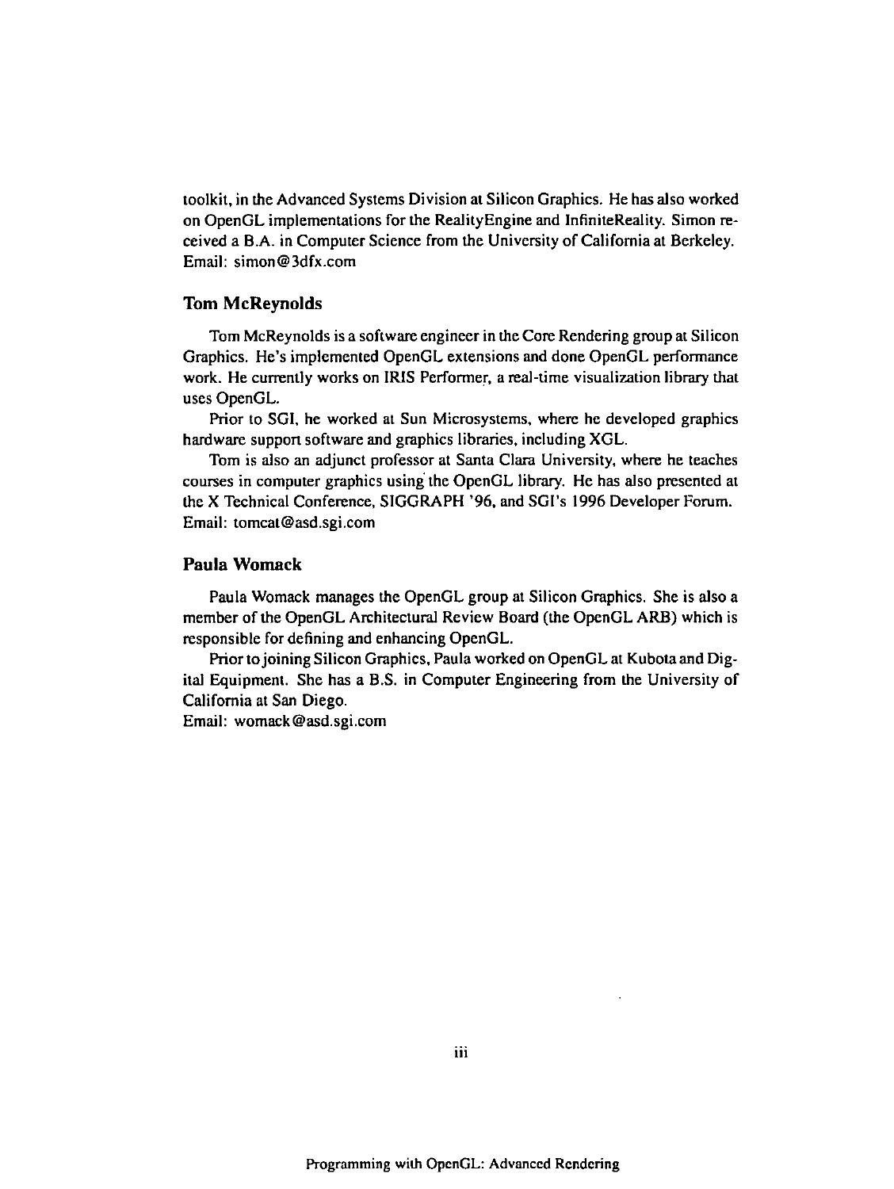toolkit, in the Advanced Systems Division at Silicon Graphics. He has also worked on OpenGL implementations for the RealityEngine and InfiniteReality. Simon received a B.A. in Computer Science from the University of California at Berkeley.
Email: simon@3dfx.com

### Tom McReynolds

Tom McReynolds is a software engineer in the Core Rendering group at Silicon Graphics. He's implemented OpenGL extensions and done OpenGL performance work. He currently works on IRIS Performer, a real-time visualization library that uses OpenGL.

Prior to SGI, he worked at Sun Microsystems, where he developed graphics hardware support software and graphics libraries, including XGL.

Tom is also an adjunct professor at Santa Clara University, where he teaches courses in computer graphics using the OpenGL library. He has also presented at the X Technical Conference, SIGGRAPH '96, and SGI's 1996 Developer Forum.
Email: tomcat@asd.sgi.com

### Paula Womack

Paula Womack manages the OpenGL group at Silicon Graphics. She is also a member of the OpenGL Architectural Review Board (the OpenGL ARB) which is responsible for defining and enhancing OpenGL.

Prior to joining Silicon Graphics, Paula worked on OpenGL at Kubota and Digital Equipment. She has a B.S. in Computer Engineering from the University of California at San Diego.
Email: womack@asd.sgi.com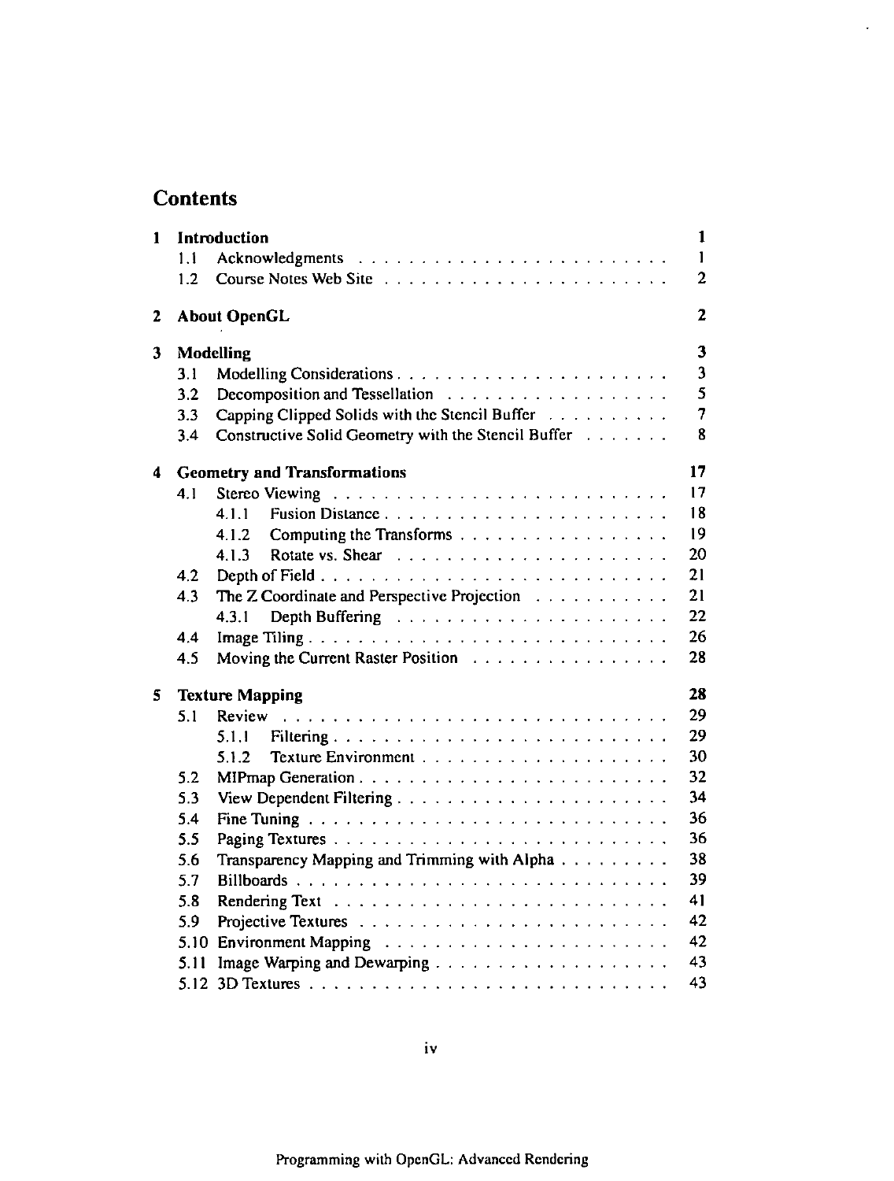# Contents

| | | |
|---|---|---|
| **1** | **Introduction** | **1** |
| | 1.1 Acknowledgments | 1 |
| | 1.2 Course Notes Web Site | 2 |
| **2** | **About OpenGL** | **2** |
| **3** | **Modelling** | **3** |
| | 3.1 Modelling Considerations | 3 |
| | 3.2 Decomposition and Tessellation | 5 |
| | 3.3 Capping Clipped Solids with the Stencil Buffer | 7 |
| | 3.4 Constructive Solid Geometry with the Stencil Buffer | 8 |
| **4** | **Geometry and Transformations** | **17** |
| | 4.1 Stereo Viewing | 17 |
| | 4.1.1 Fusion Distance | 18 |
| | 4.1.2 Computing the Transforms | 19 |
| | 4.1.3 Rotate vs. Shear | 20 |
| | 4.2 Depth of Field | 21 |
| | 4.3 The Z Coordinate and Perspective Projection | 21 |
| | 4.3.1 Depth Buffering | 22 |
| | 4.4 Image Tiling | 26 |
| | 4.5 Moving the Current Raster Position | 28 |
| **5** | **Texture Mapping** | **28** |
| | 5.1 Review | 29 |
| | 5.1.1 Filtering | 29 |
| | 5.1.2 Texture Environment | 30 |
| | 5.2 MIPmap Generation | 32 |
| | 5.3 View Dependent Filtering | 34 |
| | 5.4 Fine Tuning | 36 |
| | 5.5 Paging Textures | 36 |
| | 5.6 Transparency Mapping and Trimming with Alpha | 38 |
| | 5.7 Billboards | 39 |
| | 5.8 Rendering Text | 41 |
| | 5.9 Projective Textures | 42 |
| | 5.10 Environment Mapping | 42 |
| | 5.11 Image Warping and Dewarping | 43 |
| | 5.12 3D Textures | 43 |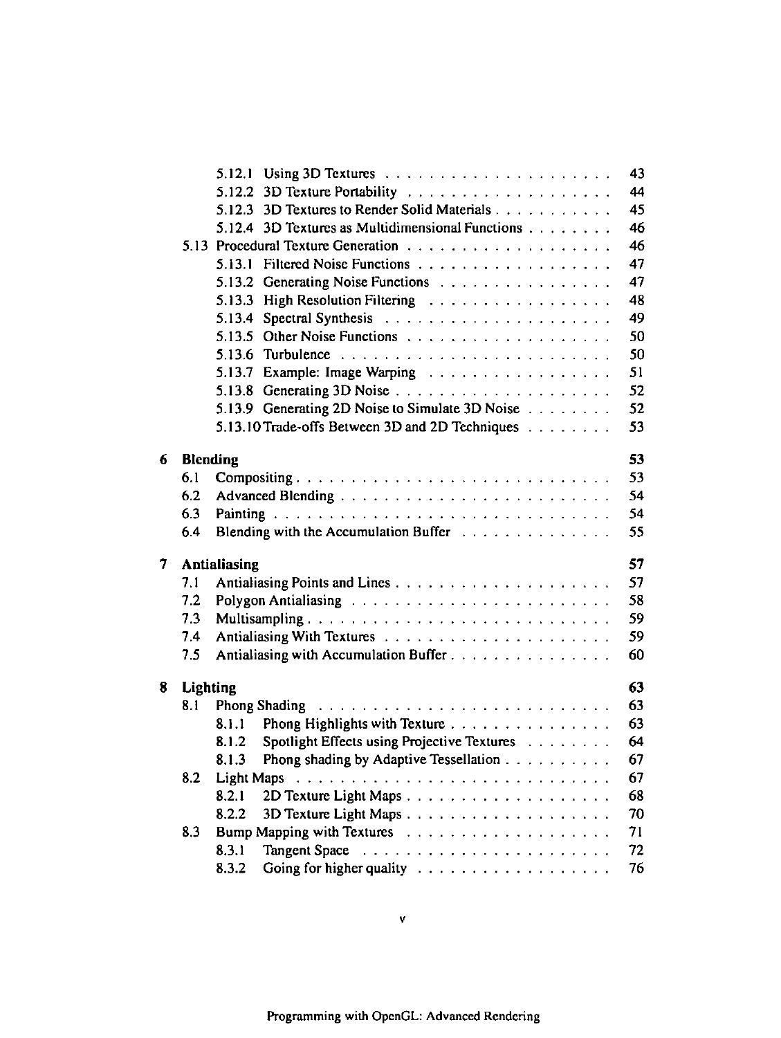| | | |
|---|---|---|
| 5.12.1 Using 3D Textures | | 43 |
| 5.12.2 3D Texture Portability | | 44 |
| 5.12.3 3D Textures to Render Solid Materials | | 45 |
| 5.12.4 3D Textures as Multidimensional Functions | | 46 |
| 5.13 Procedural Texture Generation | | 46 |
| 5.13.1 Filtered Noise Functions | | 47 |
| 5.13.2 Generating Noise Functions | | 47 |
| 5.13.3 High Resolution Filtering | | 48 |
| 5.13.4 Spectral Synthesis | | 49 |
| 5.13.5 Other Noise Functions | | 50 |
| 5.13.6 Turbulence | | 50 |
| 5.13.7 Example: Image Warping | | 51 |
| 5.13.8 Generating 3D Noise | | 52 |
| 5.13.9 Generating 2D Noise to Simulate 3D Noise | | 52 |
| 5.13.10 Trade-offs Between 3D and 2D Techniques | | 53 |

**6 Blending** — 53

- 6.1 Compositing — 53
- 6.2 Advanced Blending — 54
- 6.3 Painting — 54
- 6.4 Blending with the Accumulation Buffer — 55

**7 Antialiasing** — 57

- 7.1 Antialiasing Points and Lines — 57
- 7.2 Polygon Antialiasing — 58
- 7.3 Multisampling — 59
- 7.4 Antialiasing With Textures — 59
- 7.5 Antialiasing with Accumulation Buffer — 60

**8 Lighting** — 63

- 8.1 Phong Shading — 63
  - 8.1.1 Phong Highlights with Texture — 63
  - 8.1.2 Spotlight Effects using Projective Textures — 64
  - 8.1.3 Phong shading by Adaptive Tessellation — 67
- 8.2 Light Maps — 67
  - 8.2.1 2D Texture Light Maps — 68
  - 8.2.2 3D Texture Light Maps — 70
- 8.3 Bump Mapping with Textures — 71
  - 8.3.1 Tangent Space — 72
  - 8.3.2 Going for higher quality — 76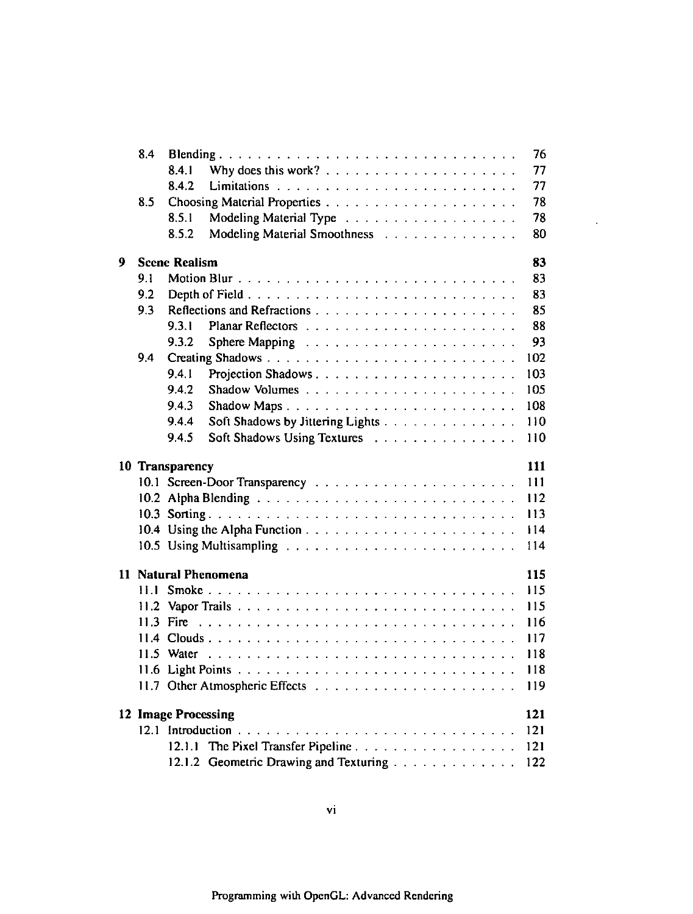8.4 Blending . . . . . . . . . . . . . . . . . . . . . . . . . . . . . . 76
    8.4.1 Why does this work? . . . . . . . . . . . . . . . . . . . . 77
    8.4.2 Limitations . . . . . . . . . . . . . . . . . . . . . . . . 77
8.5 Choosing Material Properties . . . . . . . . . . . . . . . . . . . . 78
    8.5.1 Modeling Material Type . . . . . . . . . . . . . . . . . . 78
    8.5.2 Modeling Material Smoothness . . . . . . . . . . . . . . 80

**9 Scene Realism** **83**

9.1 Motion Blur . . . . . . . . . . . . . . . . . . . . . . . . . . . . 83
9.2 Depth of Field . . . . . . . . . . . . . . . . . . . . . . . . . . . 83
9.3 Reflections and Refractions . . . . . . . . . . . . . . . . . . . . . 85
    9.3.1 Planar Reflectors . . . . . . . . . . . . . . . . . . . . . . 88
    9.3.2 Sphere Mapping . . . . . . . . . . . . . . . . . . . . . . 93
9.4 Creating Shadows . . . . . . . . . . . . . . . . . . . . . . . . . 102
    9.4.1 Projection Shadows . . . . . . . . . . . . . . . . . . . . 103
    9.4.2 Shadow Volumes . . . . . . . . . . . . . . . . . . . . . . 105
    9.4.3 Shadow Maps . . . . . . . . . . . . . . . . . . . . . . . 108
    9.4.4 Soft Shadows by Jittering Lights . . . . . . . . . . . . . . 110
    9.4.5 Soft Shadows Using Textures . . . . . . . . . . . . . . . 110

**10 Transparency** **111**

10.1 Screen-Door Transparency . . . . . . . . . . . . . . . . . . . . 111
10.2 Alpha Blending . . . . . . . . . . . . . . . . . . . . . . . . . . 112
10.3 Sorting . . . . . . . . . . . . . . . . . . . . . . . . . . . . . . 113
10.4 Using the Alpha Function . . . . . . . . . . . . . . . . . . . . . 114
10.5 Using Multisampling . . . . . . . . . . . . . . . . . . . . . . . 114

**11 Natural Phenomena** **115**

11.1 Smoke . . . . . . . . . . . . . . . . . . . . . . . . . . . . . . 115
11.2 Vapor Trails . . . . . . . . . . . . . . . . . . . . . . . . . . . 115
11.3 Fire . . . . . . . . . . . . . . . . . . . . . . . . . . . . . . . 116
11.4 Clouds . . . . . . . . . . . . . . . . . . . . . . . . . . . . . . 117
11.5 Water . . . . . . . . . . . . . . . . . . . . . . . . . . . . . . 118
11.6 Light Points . . . . . . . . . . . . . . . . . . . . . . . . . . . 118
11.7 Other Atmospheric Effects . . . . . . . . . . . . . . . . . . . . 119

**12 Image Processing** **121**

12.1 Introduction . . . . . . . . . . . . . . . . . . . . . . . . . . . 121
    12.1.1 The Pixel Transfer Pipeline . . . . . . . . . . . . . . . . 121
    12.1.2 Geometric Drawing and Texturing . . . . . . . . . . . . . 122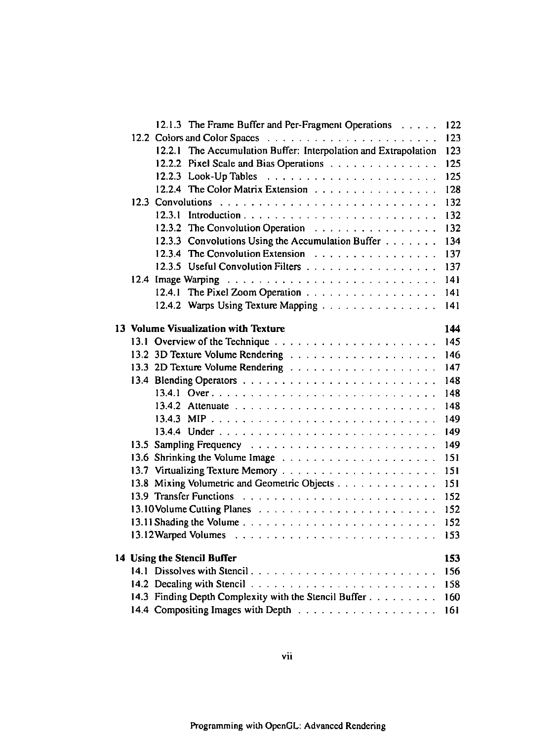- 12.1.3 The Frame Buffer and Per-Fragment Operations . . . . . 122
- 12.2 Colors and Color Spaces . . . . . . . . . . . . . . . . . . . . . 123
  - 12.2.1 The Accumulation Buffer: Interpolation and Extrapolation 123
  - 12.2.2 Pixel Scale and Bias Operations . . . . . . . . . . . . . . 125
  - 12.2.3 Look-Up Tables . . . . . . . . . . . . . . . . . . . . . . 125
  - 12.2.4 The Color Matrix Extension . . . . . . . . . . . . . . . 128
- 12.3 Convolutions . . . . . . . . . . . . . . . . . . . . . . . . . . 132
  - 12.3.1 Introduction . . . . . . . . . . . . . . . . . . . . . . . . 132
  - 12.3.2 The Convolution Operation . . . . . . . . . . . . . . . 132
  - 12.3.3 Convolutions Using the Accumulation Buffer . . . . . . . 134
  - 12.3.4 The Convolution Extension . . . . . . . . . . . . . . . . 137
  - 12.3.5 Useful Convolution Filters . . . . . . . . . . . . . . . . 137
- 12.4 Image Warping . . . . . . . . . . . . . . . . . . . . . . . . . 141
  - 12.4.1 The Pixel Zoom Operation . . . . . . . . . . . . . . . . 141
  - 12.4.2 Warps Using Texture Mapping . . . . . . . . . . . . . . 141

**13 Volume Visualization with Texture** **144**

- 13.1 Overview of the Technique . . . . . . . . . . . . . . . . . . . 145
- 13.2 3D Texture Volume Rendering . . . . . . . . . . . . . . . . . 146
- 13.3 2D Texture Volume Rendering . . . . . . . . . . . . . . . . . 147
- 13.4 Blending Operators . . . . . . . . . . . . . . . . . . . . . . . 148
  - 13.4.1 Over . . . . . . . . . . . . . . . . . . . . . . . . . . . . 148
  - 13.4.2 Attenuate . . . . . . . . . . . . . . . . . . . . . . . . . 148
  - 13.4.3 MIP . . . . . . . . . . . . . . . . . . . . . . . . . . . . 149
  - 13.4.4 Under . . . . . . . . . . . . . . . . . . . . . . . . . . . 149
- 13.5 Sampling Frequency . . . . . . . . . . . . . . . . . . . . . . 149
- 13.6 Shrinking the Volume Image . . . . . . . . . . . . . . . . . . 151
- 13.7 Virtualizing Texture Memory . . . . . . . . . . . . . . . . . . 151
- 13.8 Mixing Volumetric and Geometric Objects . . . . . . . . . . . 151
- 13.9 Transfer Functions . . . . . . . . . . . . . . . . . . . . . . . 152
- 13.10 Volume Cutting Planes . . . . . . . . . . . . . . . . . . . . . 152
- 13.11 Shading the Volume . . . . . . . . . . . . . . . . . . . . . . . 152
- 13.12 Warped Volumes . . . . . . . . . . . . . . . . . . . . . . . . 153

**14 Using the Stencil Buffer** **153**

- 14.1 Dissolves with Stencil . . . . . . . . . . . . . . . . . . . . . . 156
- 14.2 Decaling with Stencil . . . . . . . . . . . . . . . . . . . . . . 158
- 14.3 Finding Depth Complexity with the Stencil Buffer . . . . . . . . 160
- 14.4 Compositing Images with Depth . . . . . . . . . . . . . . . . . 161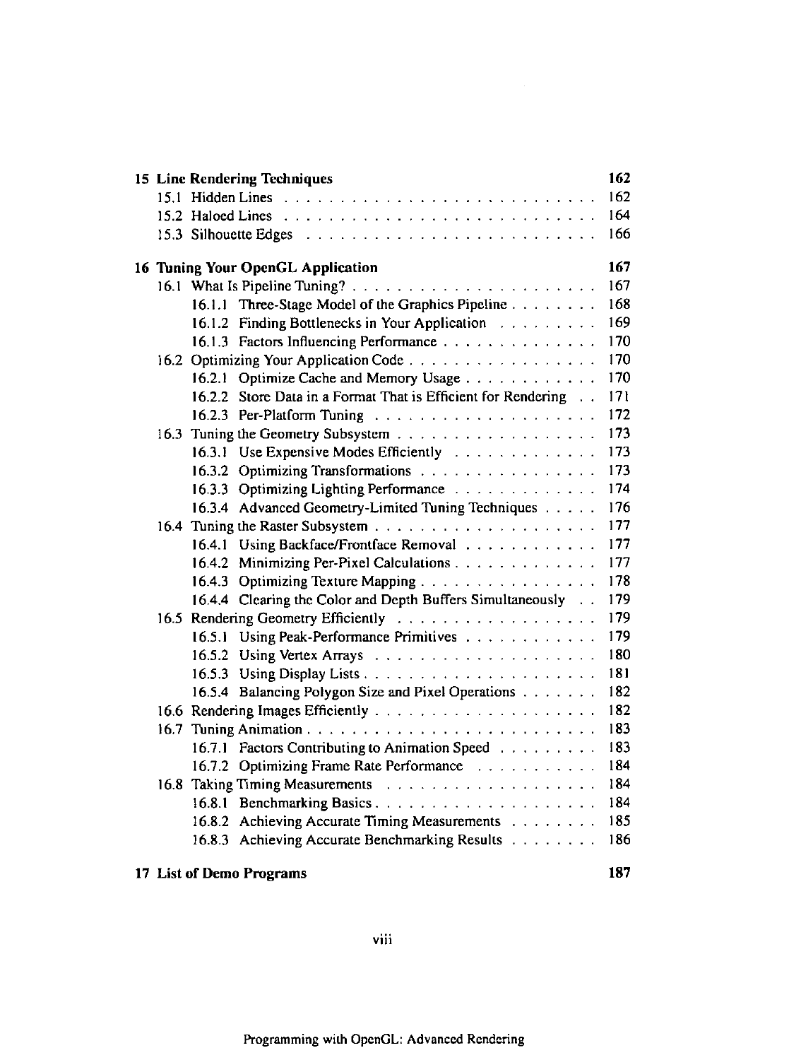**15 Line Rendering Techniques** 162

- 15.1 Hidden Lines . . . . . . . . . . . . . . . . . . . . . . . . . . . 162
- 15.2 Haloed Lines . . . . . . . . . . . . . . . . . . . . . . . . . . . 164
- 15.3 Silhouette Edges . . . . . . . . . . . . . . . . . . . . . . . . . 166

**16 Tuning Your OpenGL Application** 167

- 16.1 What Is Pipeline Tuning? . . . . . . . . . . . . . . . . . . . . . 167
  - 16.1.1 Three-Stage Model of the Graphics Pipeline . . . . . . . . 168
  - 16.1.2 Finding Bottlenecks in Your Application . . . . . . . . . 169
  - 16.1.3 Factors Influencing Performance . . . . . . . . . . . . . . 170
- 16.2 Optimizing Your Application Code . . . . . . . . . . . . . . . . 170
  - 16.2.1 Optimize Cache and Memory Usage . . . . . . . . . . . . 170
  - 16.2.2 Store Data in a Format That is Efficient for Rendering . . 171
  - 16.2.3 Per-Platform Tuning . . . . . . . . . . . . . . . . . . . . 172
- 16.3 Tuning the Geometry Subsystem . . . . . . . . . . . . . . . . . . 173
  - 16.3.1 Use Expensive Modes Efficiently . . . . . . . . . . . . . 173
  - 16.3.2 Optimizing Transformations . . . . . . . . . . . . . . . . 173
  - 16.3.3 Optimizing Lighting Performance . . . . . . . . . . . . . 174
  - 16.3.4 Advanced Geometry-Limited Tuning Techniques . . . . . 176
- 16.4 Tuning the Raster Subsystem . . . . . . . . . . . . . . . . . . . 177
  - 16.4.1 Using Backface/Frontface Removal . . . . . . . . . . . . 177
  - 16.4.2 Minimizing Per-Pixel Calculations . . . . . . . . . . . . . 177
  - 16.4.3 Optimizing Texture Mapping . . . . . . . . . . . . . . . . 178
  - 16.4.4 Clearing the Color and Depth Buffers Simultaneously . . 179
- 16.5 Rendering Geometry Efficiently . . . . . . . . . . . . . . . . . . 179
  - 16.5.1 Using Peak-Performance Primitives . . . . . . . . . . . . 179
  - 16.5.2 Using Vertex Arrays . . . . . . . . . . . . . . . . . . . . 180
  - 16.5.3 Using Display Lists . . . . . . . . . . . . . . . . . . . . 181
  - 16.5.4 Balancing Polygon Size and Pixel Operations . . . . . . . 182
- 16.6 Rendering Images Efficiently . . . . . . . . . . . . . . . . . . . 182
- 16.7 Tuning Animation . . . . . . . . . . . . . . . . . . . . . . . . . 183
  - 16.7.1 Factors Contributing to Animation Speed . . . . . . . . . 183
  - 16.7.2 Optimizing Frame Rate Performance . . . . . . . . . . . 184
- 16.8 Taking Timing Measurements . . . . . . . . . . . . . . . . . . . 184
  - 16.8.1 Benchmarking Basics . . . . . . . . . . . . . . . . . . . . 184
  - 16.8.2 Achieving Accurate Timing Measurements . . . . . . . . 185
  - 16.8.3 Achieving Accurate Benchmarking Results . . . . . . . . 186

**17 List of Demo Programs** 187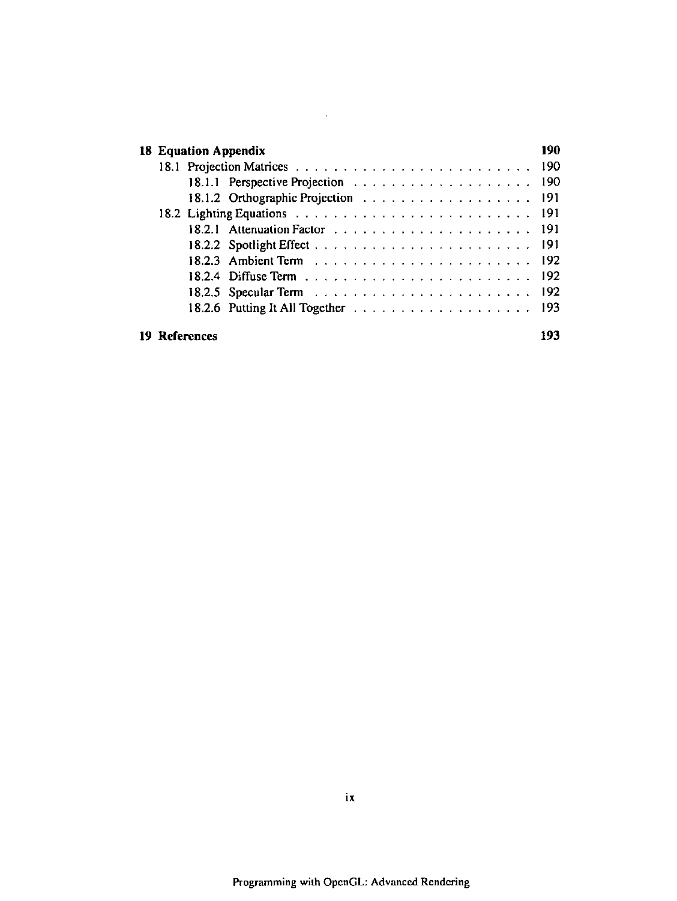**18 Equation Appendix** **190**

- 18.1 Projection Matrices . . . . . . . . . . . . . . . . . . . . . . . . . 190
  - 18.1.1 Perspective Projection . . . . . . . . . . . . . . . . . . . 190
  - 18.1.2 Orthographic Projection . . . . . . . . . . . . . . . . . . 191
- 18.2 Lighting Equations . . . . . . . . . . . . . . . . . . . . . . . . . 191
  - 18.2.1 Attenuation Factor . . . . . . . . . . . . . . . . . . . . 191
  - 18.2.2 Spotlight Effect . . . . . . . . . . . . . . . . . . . . . . 191
  - 18.2.3 Ambient Term . . . . . . . . . . . . . . . . . . . . . . 192
  - 18.2.4 Diffuse Term . . . . . . . . . . . . . . . . . . . . . . . 192
  - 18.2.5 Specular Term . . . . . . . . . . . . . . . . . . . . . . 192
  - 18.2.6 Putting It All Together . . . . . . . . . . . . . . . . . . 193

**19 References** **193**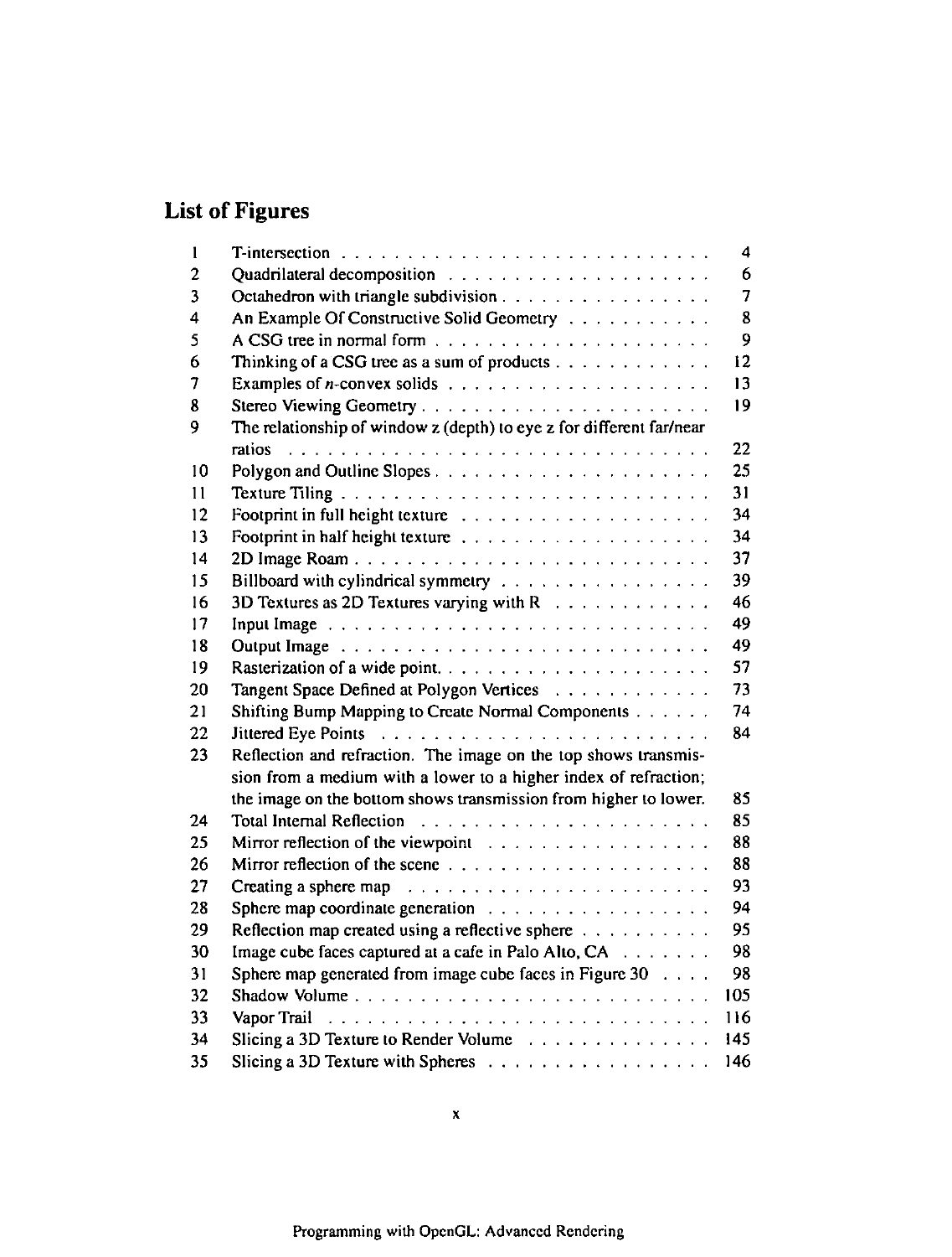# List of Figures

| | | |
|---|---|---|
| 1 | T-intersection | 4 |
| 2 | Quadrilateral decomposition | 6 |
| 3 | Octahedron with triangle subdivision | 7 |
| 4 | An Example Of Constructive Solid Geometry | 8 |
| 5 | A CSG tree in normal form | 9 |
| 6 | Thinking of a CSG tree as a sum of products | 12 |
| 7 | Examples of $n$-convex solids | 13 |
| 8 | Stereo Viewing Geometry | 19 |
| 9 | The relationship of window z (depth) to eye z for different far/near ratios | 22 |
| 10 | Polygon and Outline Slopes | 25 |
| 11 | Texture Tiling | 31 |
| 12 | Footprint in full height texture | 34 |
| 13 | Footprint in half height texture | 34 |
| 14 | 2D Image Roam | 37 |
| 15 | Billboard with cylindrical symmetry | 39 |
| 16 | 3D Textures as 2D Textures varying with R | 46 |
| 17 | Input Image | 49 |
| 18 | Output Image | 49 |
| 19 | Rasterization of a wide point. | 57 |
| 20 | Tangent Space Defined at Polygon Vertices | 73 |
| 21 | Shifting Bump Mapping to Create Normal Components | 74 |
| 22 | Jittered Eye Points | 84 |
| 23 | Reflection and refraction. The image on the top shows transmission from a medium with a lower to a higher index of refraction; the image on the bottom shows transmission from higher to lower. | 85 |
| 24 | Total Internal Reflection | 85 |
| 25 | Mirror reflection of the viewpoint | 88 |
| 26 | Mirror reflection of the scene | 88 |
| 27 | Creating a sphere map | 93 |
| 28 | Sphere map coordinate generation | 94 |
| 29 | Reflection map created using a reflective sphere | 95 |
| 30 | Image cube faces captured at a cafe in Palo Alto, CA | 98 |
| 31 | Sphere map generated from image cube faces in Figure 30 | 98 |
| 32 | Shadow Volume | 105 |
| 33 | Vapor Trail | 116 |
| 34 | Slicing a 3D Texture to Render Volume | 145 |
| 35 | Slicing a 3D Texture with Spheres | 146 |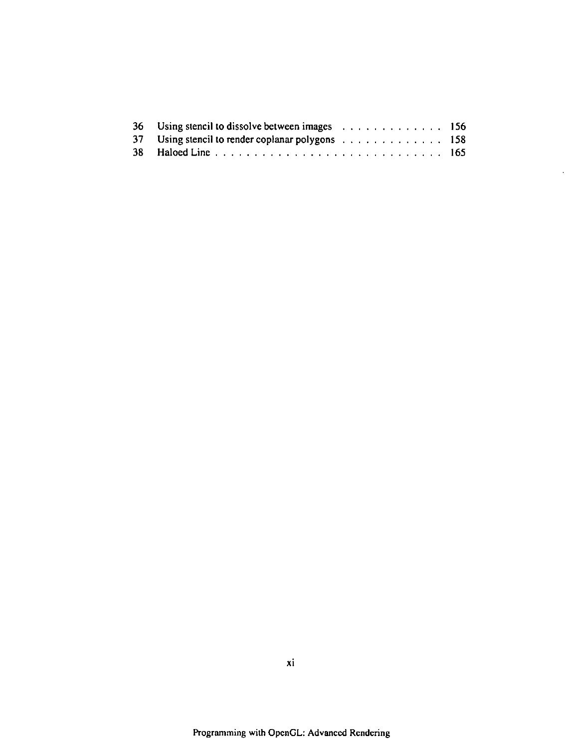| | | |
|---|---|---|
| 36 | Using stencil to dissolve between images | 156 |
| 37 | Using stencil to render coplanar polygons | 158 |
| 38 | Haloed Line | 165 |